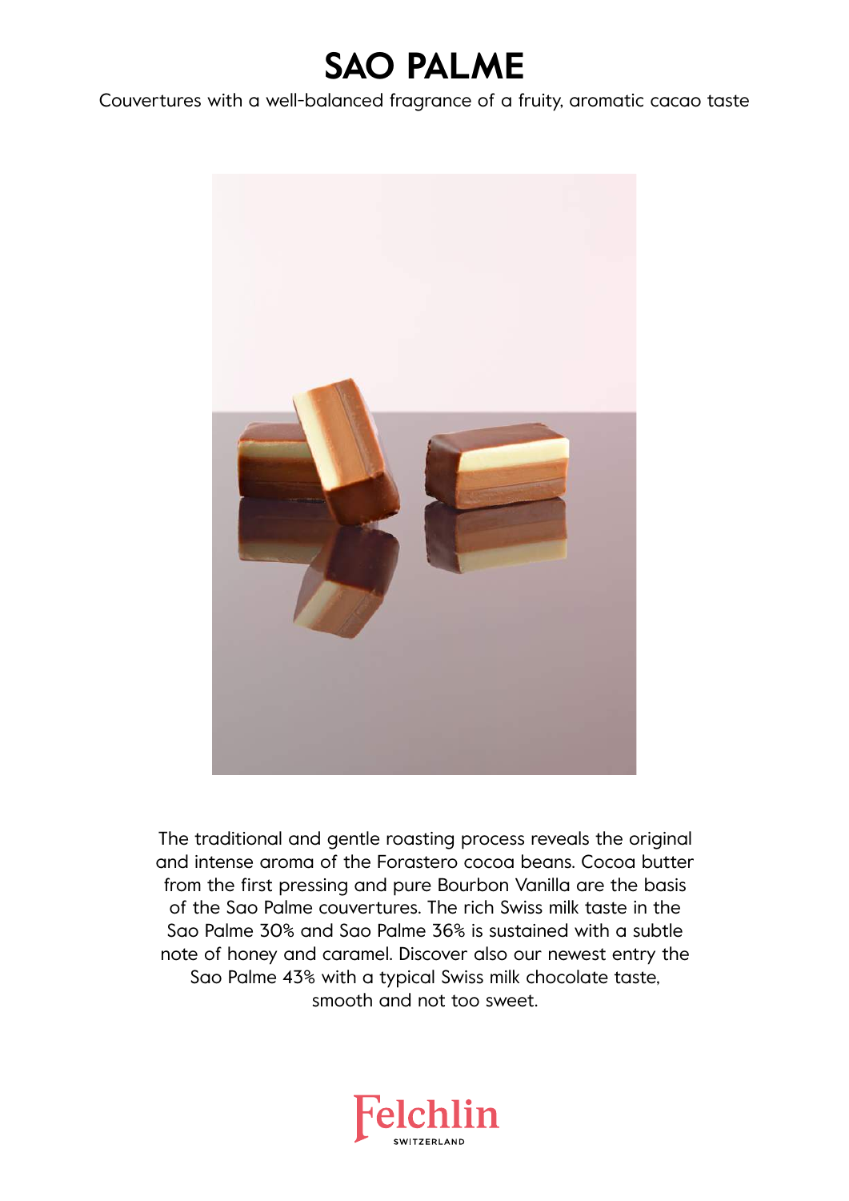# SAO PALME

Couvertures with a well-balanced fragrance of a fruity, aromatic cacao taste

The traditional and gentle roasting process reveals the original and intense aroma of the Forastero cocoa beans. Cocoa butter from the first pressing and pure Bourbon Vanilla are the basis of the Sao Palme couvertures. The rich Swiss milk taste in the Sao Palme 30% and Sao Palme 36% is sustained with a subtle note of honey and caramel. Discover also our newest entry the Sao Palme 43% with a typical Swiss milk chocolate taste, smooth and not too sweet.

Felchlin
SWITZERLAND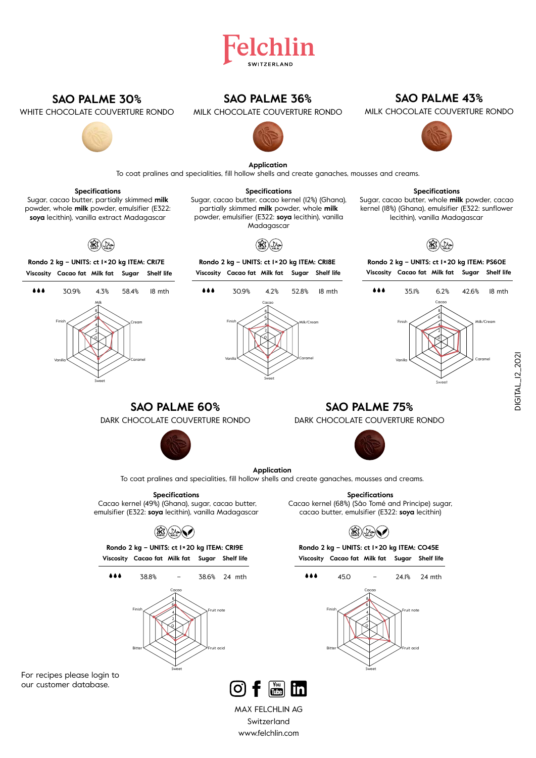# Felchlin

SWITZERLAND

## SAO PALME 30%

WHITE CHOCOLATE COUVERTURE RONDO

## SAO PALME 36%

MILK CHOCOLATE COUVERTURE RONDO

## SAO PALME 43%

MILK CHOCOLATE COUVERTURE RONDO

**Application**

To coat pralines and specialities, fill hollow shells and create ganaches, mousses and creams.

### SAO PALME 30%

**Specifications**

Sugar, cacao butter, partially skimmed **milk** powder, whole **milk** powder, emulsifier (E322: **soya** lecithin), vanilla extract Madagascar

KOSHER DAIRY, HALAL

**Rondo 2 kg – UNITS: ct 1×20 kg ITEM: CRI7E**

| Viscosity | Cacao fat | Milk fat | Sugar | Shelf life |
|---|---|---|---|---|
| ●●● | 30.9% | 4.3% | 58.4% | 18 mth |

Milk
Cream
Caramel
Sweet
Vanilla
Finish
8
6
4
2
0

### SAO PALME 36%

**Specifications**

Sugar, cacao butter, cacao kernel (12%) (Ghana), partially skimmed **milk** powder, whole **milk** powder, emulsifier (E322: **soya** lecithin), vanilla Madagascar

KOSHER DAIRY, HALAL

**Rondo 2 kg – UNITS: ct 1×20 kg ITEM: CRI8E**

| Viscosity | Cacao fat | Milk fat | Sugar | Shelf life |
|---|---|---|---|---|
| ●●● | 30.9% | 4.2% | 52.8% | 18 mth |

Cacao
Milk/Cream
Caramel
Sweet
Vanilla
Finish
8
6
4
2
0

### SAO PALME 43%

**Specifications**

Sugar, cacao butter, whole **milk** powder, cacao kernel (18%) (Ghana), emulsifier (E322: sunflower lecithin), vanilla Madagascar

KOSHER DAIRY, HALAL

**Rondo 2 kg – UNITS: ct 1×20 kg ITEM: PS60E**

| Viscosity | Cacao fat | Milk fat | Sugar | Shelf life |
|---|---|---|---|---|
| ●●● | 35.1% | 6.2% | 42.6% | 18 mth |

Cacao
Milk/Cream
Caramel
Sweet
Vanilla
Finish
8
6
4
2
0

## SAO PALME 60%

DARK CHOCOLATE COUVERTURE RONDO

## SAO PALME 75%

DARK CHOCOLATE COUVERTURE RONDO

**Application**

To coat pralines and specialities, fill hollow shells and create ganaches, mousses and creams.

### SAO PALME 60%

**Specifications**

Cacao kernel (49%) (Ghana), sugar, cacao butter, emulsifier (E322: **soya** lecithin), vanilla Madagascar

KOSHER DAIRY, HALAL, VEGAN

**Rondo 2 kg – UNITS: ct 1×20 kg ITEM: CRI9E**

| Viscosity | Cacao fat | Milk fat | Sugar | Shelf life |
|---|---|---|---|---|
| ●●● | 38.8% | – | 38.6% | 24 mth |

Cacao
Fruit note
Fruit acid
Sweet
Bitter
Finish
8
6
4
2
0

### SAO PALME 75%

**Specifications**

Cacao kernel (68%) (São Tomé and Principe) sugar, cacao butter, emulsifier (E322: **soya** lecithin)

KOSHER DAIRY, HALAL, VEGAN

**Rondo 2 kg – UNITS: ct 1×20 kg ITEM: CO45E**

| Viscosity | Cacao fat | Milk fat | Sugar | Shelf life |
|---|---|---|---|---|
| ●●● | 45.0 | – | 24.1% | 24 mth |

Cacao
Fruit note
Fruit acid
Sweet
Bitter
Finish
8
6
4
2
0

For recipes please login to our customer database.

MAX FELCHLIN AG
Switzerland
www.felchlin.com

DIGITAL_12_2021